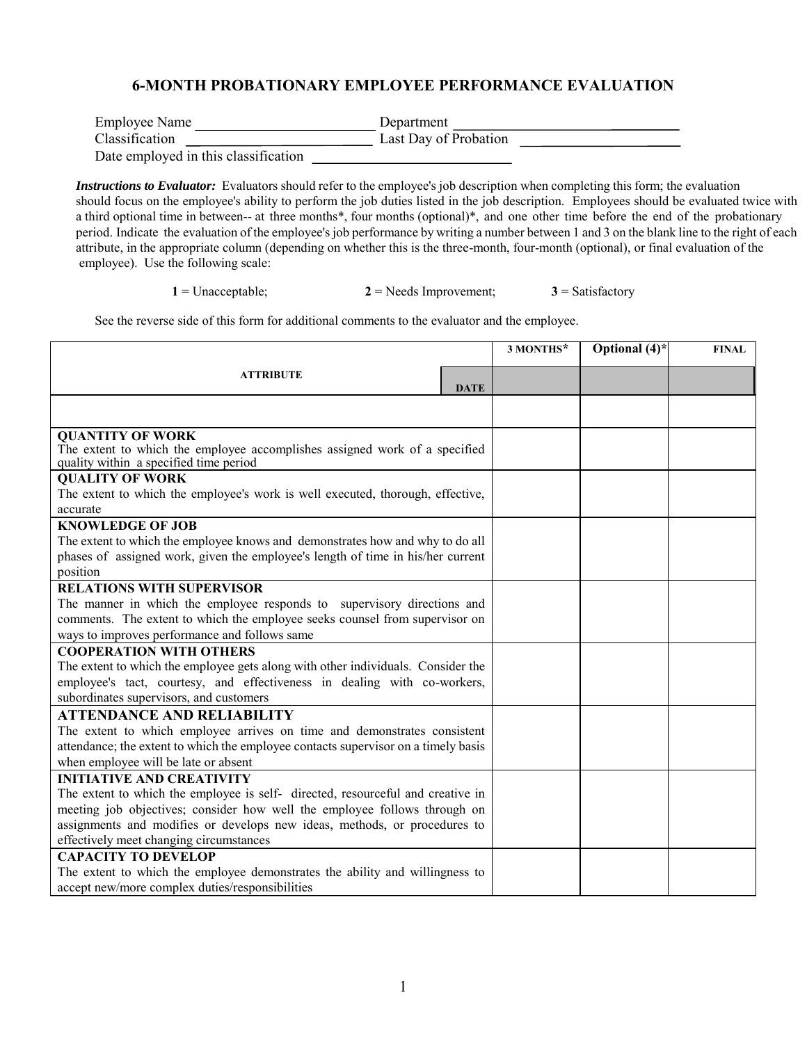# 6-MONTH PROBATIONARY EMPLOYEE PERFORMANCE EVALUATION

Employee Name ________________________ Department ________________________
Classification ________________________ Last Day of Probation ________________________
Date employed in this classification ________________________

***Instructions to Evaluator:*** Evaluators should refer to the employee's job description when completing this form; the evaluation should focus on the employee's ability to perform the job duties listed in the job description. Employees should be evaluated twice with a third optional time in between-- at three months*, four months (optional)*, and one other time before the end of the probationary period. Indicate the evaluation of the employee's job performance by writing a number between 1 and 3 on the blank line to the right of each attribute, in the appropriate column (depending on whether this is the three-month, four-month (optional), or final evaluation of the employee). Use the following scale:

**1** = Unacceptable; **2** = Needs Improvement; **3** = Satisfactory

See the reverse side of this form for additional comments to the evaluator and the employee.

| ATTRIBUTE | | 3 MONTHS* | Optional (4)* | FINAL |
|---|---|---|---|---|
| | DATE | | | |
| | | | | |
| **QUANTITY OF WORK** The extent to which the employee accomplishes assigned work of a specified quality within a specified time period | | | | |
| **QUALITY OF WORK** The extent to which the employee's work is well executed, thorough, effective, accurate | | | | |
| **KNOWLEDGE OF JOB** The extent to which the employee knows and demonstrates how and why to do all phases of assigned work, given the employee's length of time in his/her current position | | | | |
| **RELATIONS WITH SUPERVISOR** The manner in which the employee responds to supervisory directions and comments. The extent to which the employee seeks counsel from supervisor on ways to improves performance and follows same | | | | |
| **COOPERATION WITH OTHERS** The extent to which the employee gets along with other individuals. Consider the employee's tact, courtesy, and effectiveness in dealing with co-workers, subordinates supervisors, and customers | | | | |
| **ATTENDANCE AND RELIABILITY** The extent to which employee arrives on time and demonstrates consistent attendance; the extent to which the employee contacts supervisor on a timely basis when employee will be late or absent | | | | |
| **INITIATIVE AND CREATIVITY** The extent to which the employee is self- directed, resourceful and creative in meeting job objectives; consider how well the employee follows through on assignments and modifies or develops new ideas, methods, or procedures to effectively meet changing circumstances | | | | |
| **CAPACITY TO DEVELOP** The extent to which the employee demonstrates the ability and willingness to accept new/more complex duties/responsibilities | | | | |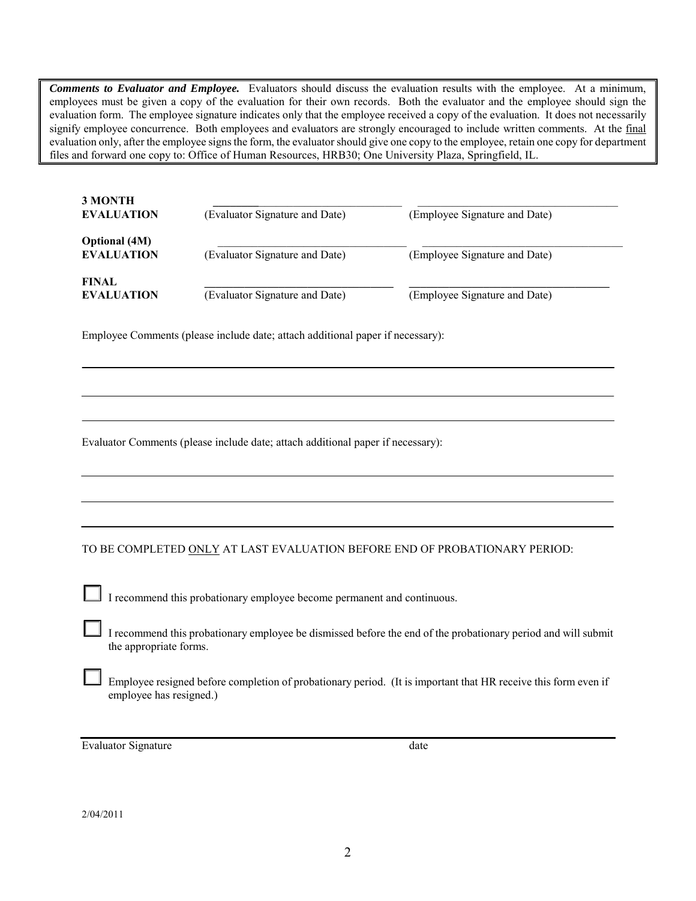***Comments to Evaluator and Employee.*** Evaluators should discuss the evaluation results with the employee. At a minimum, employees must be given a copy of the evaluation for their own records. Both the evaluator and the employee should sign the evaluation form. The employee signature indicates only that the employee received a copy of the evaluation. It does not necessarily signify employee concurrence. Both employees and evaluators are strongly encouraged to include written comments. At the <u>final</u> evaluation only, after the employee signs the form, the evaluator should give one copy to the employee, retain one copy for department files and forward one copy to: Office of Human Resources, HRB30; One University Plaza, Springfield, IL.

| | | |
|---|---|---|
| **3 MONTH EVALUATION** | ______________________ (Evaluator Signature and Date) | ______________________ (Employee Signature and Date) |
| **Optional (4M) EVALUATION** | ______________________ (Evaluator Signature and Date) | ______________________ (Employee Signature and Date) |
| **FINAL EVALUATION** | ______________________ (Evaluator Signature and Date) | ______________________ (Employee Signature and Date) |

Employee Comments (please include date; attach additional paper if necessary):

______________________________________________________________________

______________________________________________________________________

______________________________________________________________________

Evaluator Comments (please include date; attach additional paper if necessary):

______________________________________________________________________

______________________________________________________________________

______________________________________________________________________

TO BE COMPLETED <u>ONLY</u> AT LAST EVALUATION BEFORE END OF PROBATIONARY PERIOD:

☐ I recommend this probationary employee become permanent and continuous.

☐ I recommend this probationary employee be dismissed before the end of the probationary period and will submit the appropriate forms.

☐ Employee resigned before completion of probationary period. (It is important that HR receive this form even if employee has resigned.)

______________________________________________________________________

Evaluator Signature date

2/04/2011